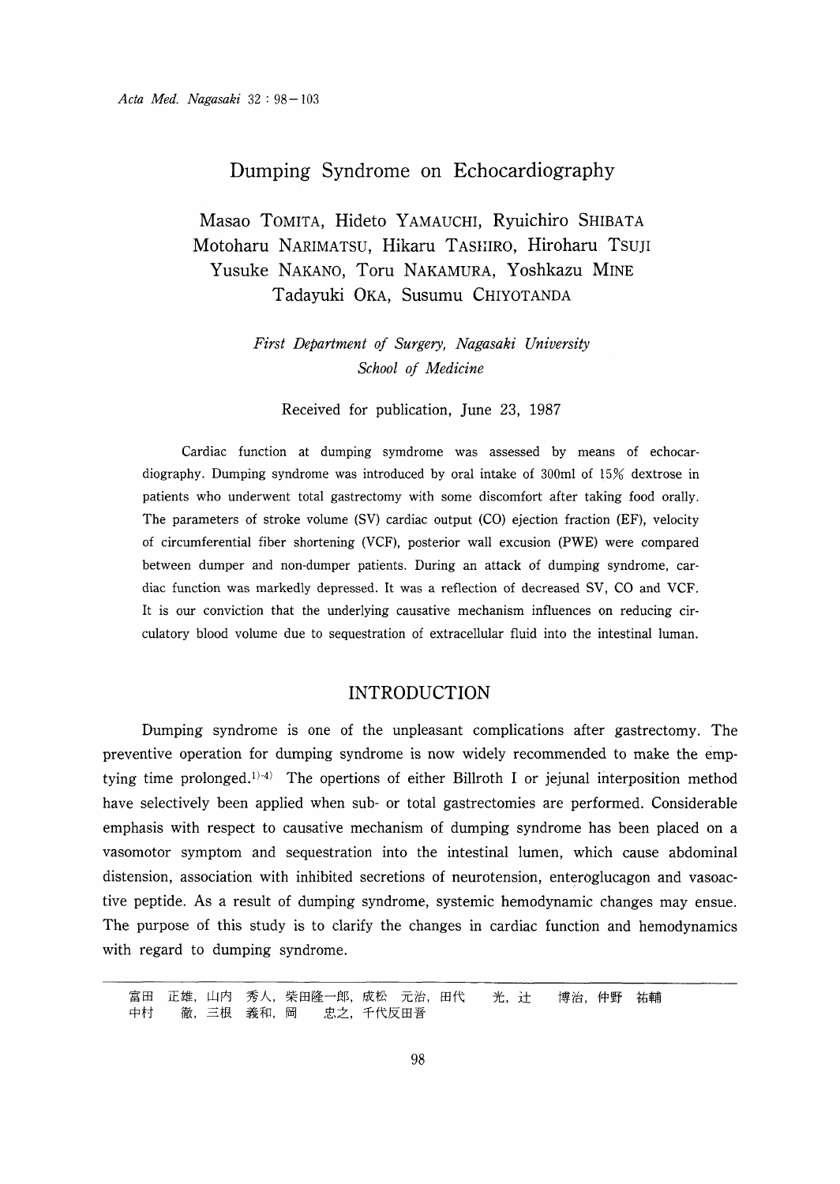# Dumping Syndrome on Echocardiography

Masao TOMITA, Hideto YAMAUCHI, Ryuichiro SHIBATA
Motoharu NARIMATSU, Hikaru TASHIRO, Hiroharu TSUJI
Yusuke NAKANO, Toru NAKAMURA, Yoshkazu MINE
Tadayuki OKA, Susumu CHIYOTANDA

*First Department of Surgery, Nagasaki University School of Medicine*

Received for publication, June 23, 1987

Cardiac function at dumping symdrome was assessed by means of echocardiography. Dumping syndrome was introduced by oral intake of 300ml of 15% dextrose in patients who underwent total gastrectomy with some discomfort after taking food orally. The parameters of stroke volume (SV) cardiac output (CO) ejection fraction (EF), velocity of circumferential fiber shortening (VCF), posterior wall excusion (PWE) were compared between dumper and non-dumper patients. During an attack of dumping syndrome, cardiac function was markedly depressed. It was a reflection of decreased SV, CO and VCF. It is our conviction that the underlying causative mechanism influences on reducing circulatory blood volume due to sequestration of extracellular fluid into the intestinal luman.

## INTRODUCTION

Dumping syndrome is one of the unpleasant complications after gastrectomy. The preventive operation for dumping syndrome is now widely recommended to make the emptying time prolonged.[1)-4)] The opertions of either Billroth I or jejunal interposition method have selectively been applied when sub- or total gastrectomies are performed. Considerable emphasis with respect to causative mechanism of dumping syndrome has been placed on a vasomotor symptom and sequestration into the intestinal lumen, which cause abdominal distension, association with inhibited secretions of neurotension, enteroglucagon and vasoactive peptide. As a result of dumping syndrome, systemic hemodynamic changes may ensue. The purpose of this study is to clarify the changes in cardiac function and hemodynamics with regard to dumping syndrome.

---

富田　正雄，山内　秀人，柴田隆一郎，成松　元治，田代　　光，辻　　博治，仲野　祐輔
中村　　徹，三根　義和，岡　　忠之，千代反田晋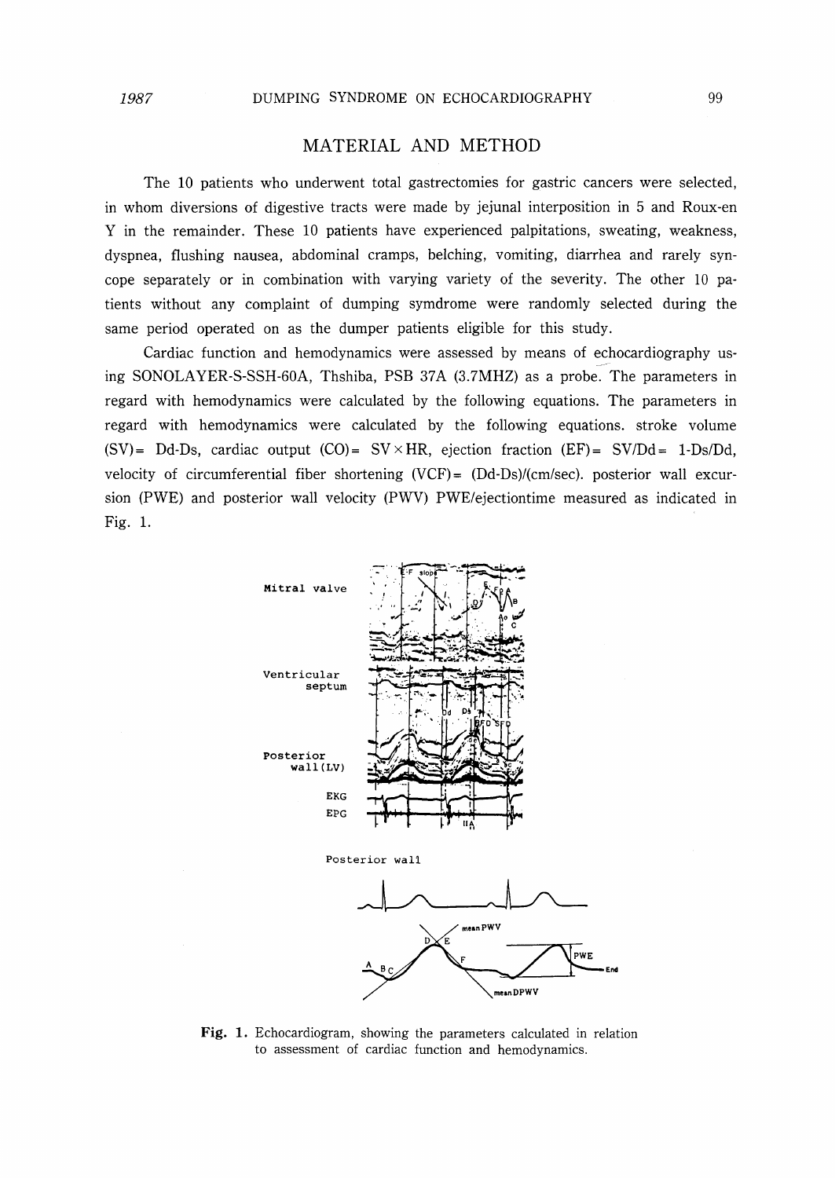## MATERIAL AND METHOD

The 10 patients who underwent total gastrectomies for gastric cancers were selected, in whom diversions of digestive tracts were made by jejunal interposition in 5 and Roux-en Y in the remainder. These 10 patients have experienced palpitations, sweating, weakness, dyspnea, flushing nausea, abdominal cramps, belching, vomiting, diarrhea and rarely syncope separately or in combination with varying variety of the severity. The other 10 patients without any complaint of dumping symdrome were randomly selected during the same period operated on as the dumper patients eligible for this study.

Cardiac function and hemodynamics were assessed by means of echocardiography using SONOLAYER-S-SSH-60A, Thshiba, PSB 37A (3.7MHZ) as a probe. The parameters in regard with hemodynamics were calculated by the following equations. The parameters in regard with hemodynamics were calculated by the following equations. stroke volume (SV)= Dd-Ds, cardiac output (CO)= SV×HR, ejection fraction (EF)= SV/Dd= 1-Ds/Dd, velocity of circumferential fiber shortening (VCF)= (Dd-Ds)/(cm/sec). posterior wall excursion (PWE) and posterior wall velocity (PWV) PWE/ejectiontime measured as indicated in Fig. 1.

Fig. 1. Echocardiogram, showing the parameters calculated in relation to assessment of cardiac function and hemodynamics.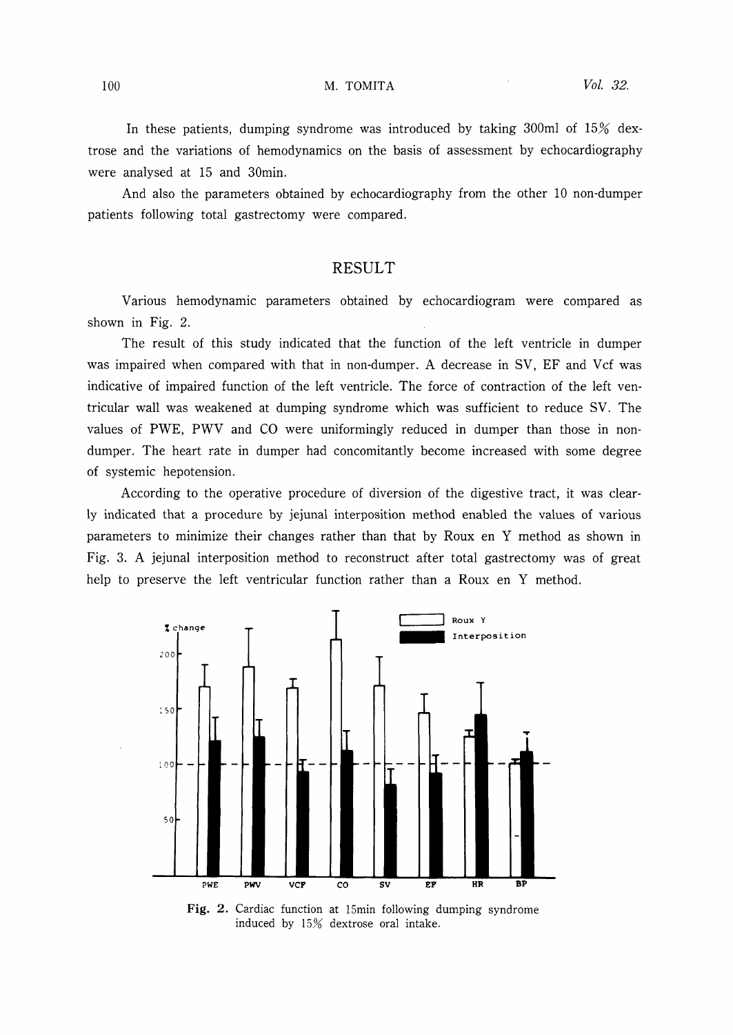In these patients, dumping syndrome was introduced by taking 300ml of 15% dextrose and the variations of hemodynamics on the basis of assessment by echocardiography were analysed at 15 and 30min.

And also the parameters obtained by echocardiography from the other 10 non-dumper patients following total gastrectomy were compared.

## RESULT

Various hemodynamic parameters obtained by echocardiogram were compared as shown in Fig. 2.

The result of this study indicated that the function of the left ventricle in dumper was impaired when compared with that in non-dumper. A decrease in SV, EF and Vcf was indicative of impaired function of the left ventricle. The force of contraction of the left ventricular wall was weakened at dumping syndrome which was sufficient to reduce SV. The values of PWE, PWV and CO were uniformingly reduced in dumper than those in non-dumper. The heart rate in dumper had concomitantly become increased with some degree of systemic hepotension.

According to the operative procedure of diversion of the digestive tract, it was clearly indicated that a procedure by jejunal interposition method enabled the values of various parameters to minimize their changes rather than that by Roux en Y method as shown in Fig. 3. A jejunal interposition method to reconstruct after total gastrectomy was of great help to preserve the left ventricular function rather than a Roux en Y method.

**Fig. 2.** Cardiac function at 15min following dumping syndrome induced by 15% dextrose oral intake.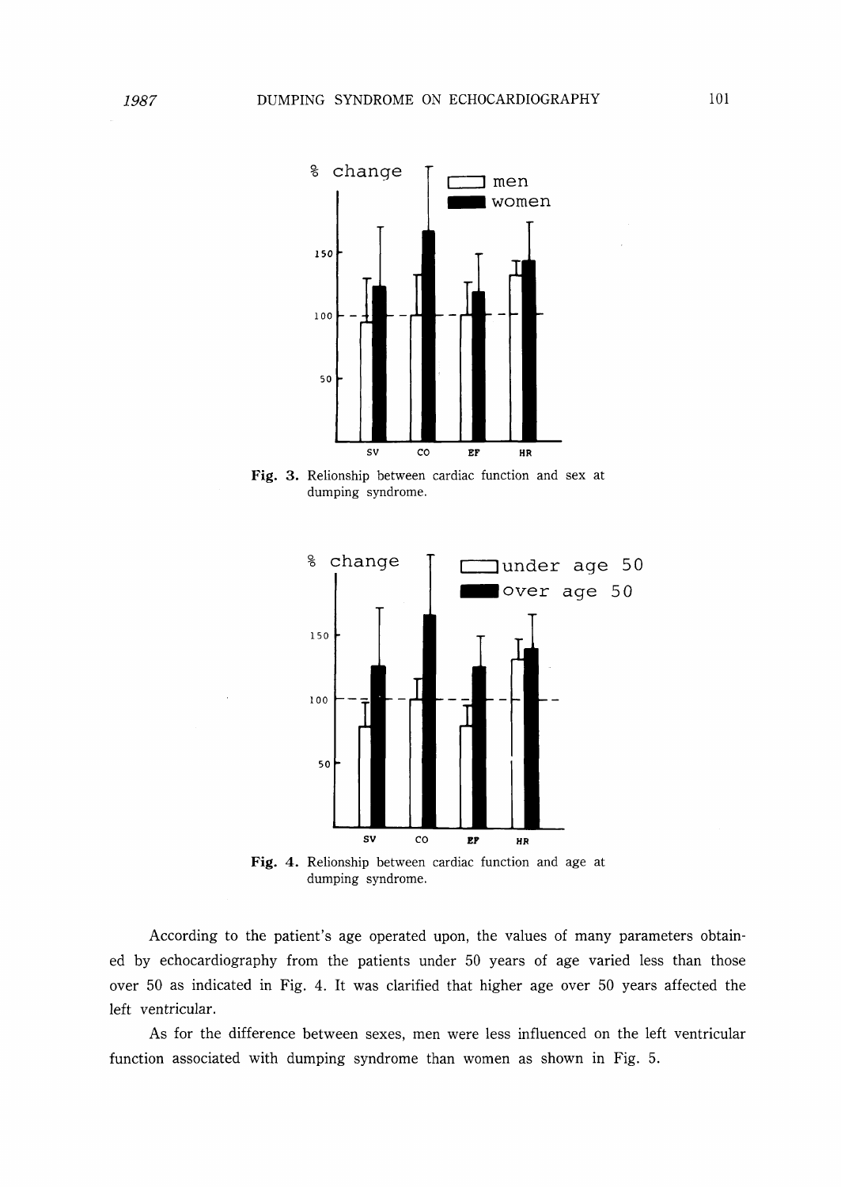Fig. 3. Relionship between cardiac function and sex at dumping syndrome.

Fig. 4. Relionship between cardiac function and age at dumping syndrome.

According to the patient's age operated upon, the values of many parameters obtained by echocardiography from the patients under 50 years of age varied less than those over 50 as indicated in Fig. 4. It was clarified that higher age over 50 years affected the left ventricular.

As for the difference between sexes, men were less influenced on the left ventricular function associated with dumping syndrome than women as shown in Fig. 5.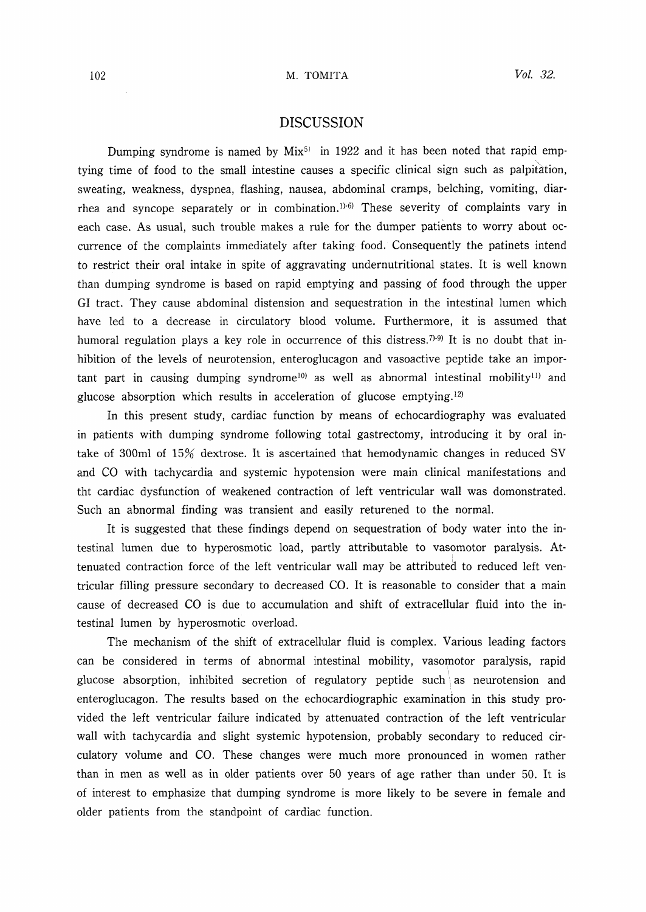## DISCUSSION

Dumping syndrome is named by Mix[5] in 1922 and it has been noted that rapid emptying time of food to the small intestine causes a specific clinical sign such as palpitation, sweating, weakness, dyspnea, flashing, nausea, abdominal cramps, belching, vomiting, diarrhea and syncope separately or in combination.[1)-6)] These severity of complaints vary in each case. As usual, such trouble makes a rule for the dumper patients to worry about occurrence of the complaints immediately after taking food. Consequently the patinets intend to restrict their oral intake in spite of aggravating undernutritional states. It is well known than dumping syndrome is based on rapid emptying and passing of food through the upper GI tract. They cause abdominal distension and sequestration in the intestinal lumen which have led to a decrease in circulatory blood volume. Furthermore, it is assumed that humoral regulation plays a key role in occurrence of this distress.[7)-9)] It is no doubt that inhibition of the levels of neurotension, enteroglucagon and vasoactive peptide take an important part in causing dumping syndrome[10)] as well as abnormal intestinal mobility[11)] and glucose absorption which results in acceleration of glucose emptying.[12)]

In this present study, cardiac function by means of echocardiography was evaluated in patients with dumping syndrome following total gastrectomy, introducing it by oral intake of 300ml of 15% dextrose. It is ascertained that hemodynamic changes in reduced SV and CO with tachycardia and systemic hypotension were main clinical manifestations and tht cardiac dysfunction of weakened contraction of left ventricular wall was domonstrated. Such an abnormal finding was transient and easily returened to the normal.

It is suggested that these findings depend on sequestration of body water into the intestinal lumen due to hyperosmotic load, partly attributable to vasomotor paralysis. Attenuated contraction force of the left ventricular wall may be attributed to reduced left ventricular filling pressure secondary to decreased CO. It is reasonable to consider that a main cause of decreased CO is due to accumulation and shift of extracellular fluid into the intestinal lumen by hyperosmotic overload.

The mechanism of the shift of extracellular fluid is complex. Various leading factors can be considered in terms of abnormal intestinal mobility, vasomotor paralysis, rapid glucose absorption, inhibited secretion of regulatory peptide such as neurotension and enteroglucagon. The results based on the echocardiographic examination in this study provided the left ventricular failure indicated by attenuated contraction of the left ventricular wall with tachycardia and slight systemic hypotension, probably secondary to reduced circulatory volume and CO. These changes were much more pronounced in women rather than in men as well as in older patients over 50 years of age rather than under 50. It is of interest to emphasize that dumping syndrome is more likely to be severe in female and older patients from the standpoint of cardiac function.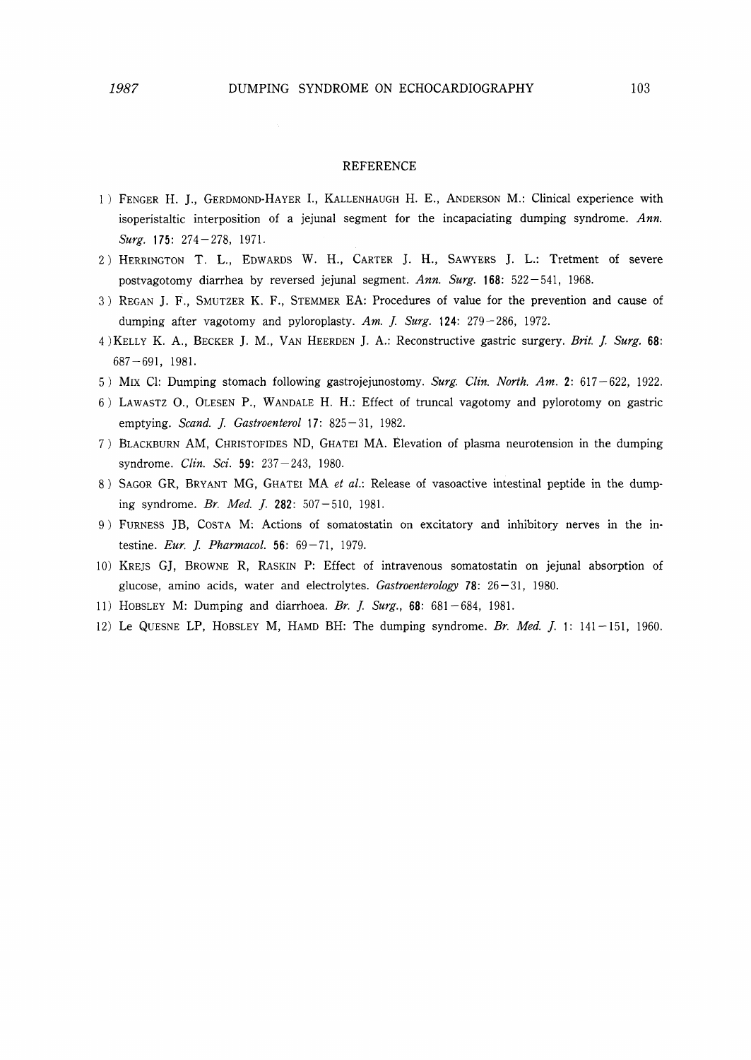## REFERENCE

1) FENGER H. J., GERDMOND-HAYER I., KALLENHAUGH H. E., ANDERSON M.: Clinical experience with isoperistaltic interposition of a jejunal segment for the incapaciating dumping syndrome. *Ann. Surg.* **175**: 274−278, 1971.
2) HERRINGTON T. L., EDWARDS W. H., CARTER J. H., SAWYERS J. L.: Tretment of severe postvagotomy diarrhea by reversed jejunal segment. *Ann. Surg.* **168**: 522−541, 1968.
3) REGAN J. F., SMUTZER K. F., STEMMER EA: Procedures of value for the prevention and cause of dumping after vagotomy and pyloroplasty. *Am. J. Surg.* **124**: 279−286, 1972.
4) KELLY K. A., BECKER J. M., VAN HEERDEN J. A.: Reconstructive gastric surgery. *Brit. J. Surg.* **68**: 687−691, 1981.
5) MIX Cl: Dumping stomach following gastrojejunostomy. *Surg. Clin. North. Am.* **2**: 617−622, 1922.
6) LAWASTZ O., OLESEN P., WANDALE H. H.: Effect of truncal vagotomy and pylorotomy on gastric emptying. *Scand. J. Gastroenterol* **17**: 825−31, 1982.
7) BLACKBURN AM, CHRISTOFIDES ND, GHATEI MA. Elevation of plasma neurotension in the dumping syndrome. *Clin. Sci.* **59**: 237−243, 1980.
8) SAGOR GR, BRYANT MG, GHATEI MA *et al.*: Release of vasoactive intestinal peptide in the dumping syndrome. *Br. Med. J.* **282**: 507−510, 1981.
9) FURNESS JB, COSTA M: Actions of somatostatin on excitatory and inhibitory nerves in the intestine. *Eur. J. Pharmacol.* **56**: 69−71, 1979.
10) KREJS GJ, BROWNE R, RASKIN P: Effect of intravenous somatostatin on jejunal absorption of glucose, amino acids, water and electrolytes. *Gastroenterology* **78**: 26−31, 1980.
11) HOBSLEY M: Dumping and diarrhoea. *Br. J. Surg.*, **68**: 681−684, 1981.
12) Le QUESNE LP, HOBSLEY M, HAMD BH: The dumping syndrome. *Br. Med. J.* **1**: 141−151, 1960.